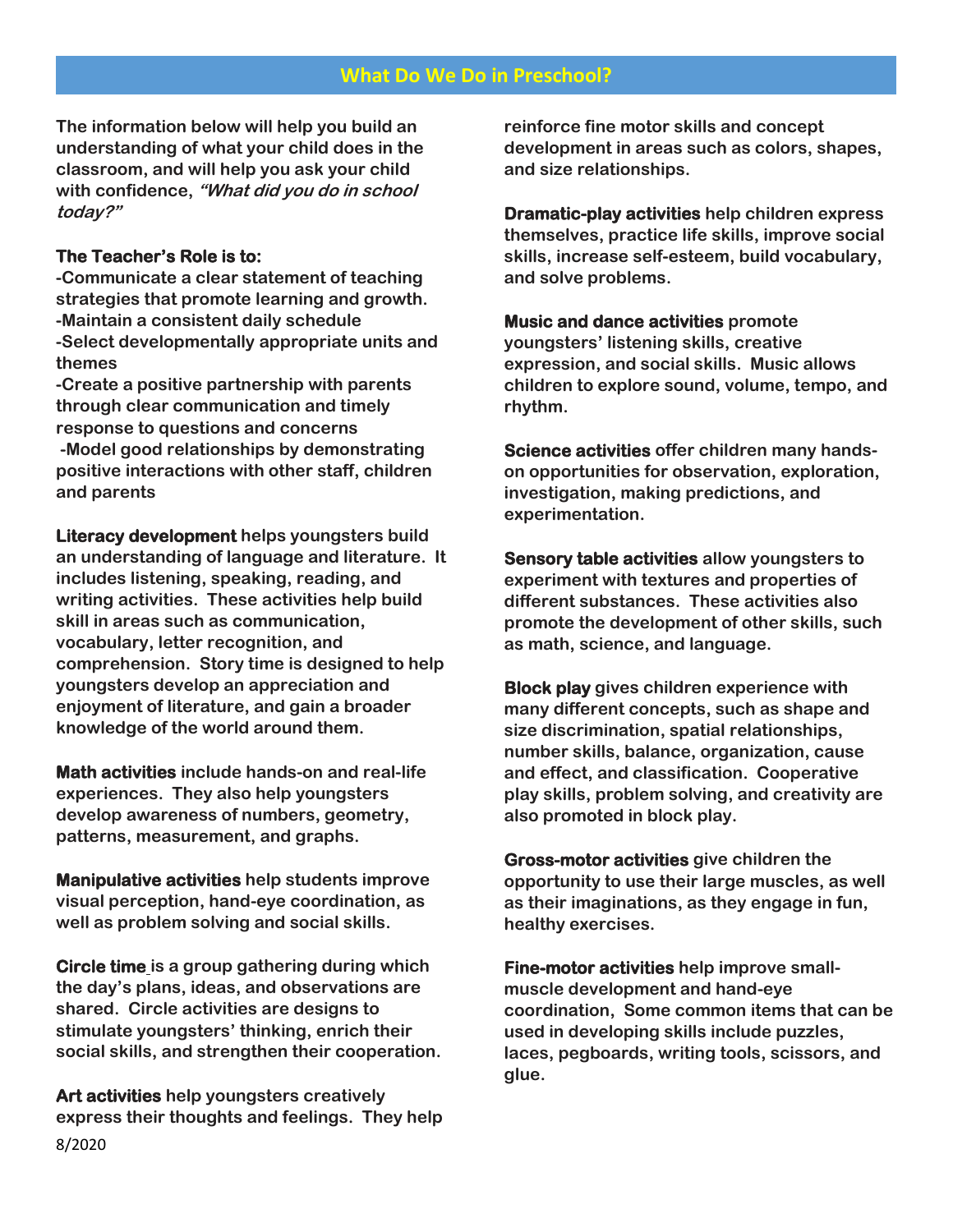# What Do We Do in Preschool?

The information below will help you build an understanding of what your child does in the classroom, and will help you ask your child with confidence, ***"What did you do in school today?"***

**The Teacher's Role is to:**

-Communicate a clear statement of teaching strategies that promote learning and growth.
-Maintain a consistent daily schedule
-Select developmentally appropriate units and themes
-Create a positive partnership with parents through clear communication and timely response to questions and concerns
-Model good relationships by demonstrating positive interactions with other staff, children and parents

**Literacy development** helps youngsters build an understanding of language and literature. It includes listening, speaking, reading, and writing activities. These activities help build skill in areas such as communication, vocabulary, letter recognition, and comprehension. Story time is designed to help youngsters develop an appreciation and enjoyment of literature, and gain a broader knowledge of the world around them.

**Math activities** include hands-on and real-life experiences. They also help youngsters develop awareness of numbers, geometry, patterns, measurement, and graphs.

**Manipulative activities** help students improve visual perception, hand-eye coordination, as well as problem solving and social skills.

**Circle time** is a group gathering during which the day's plans, ideas, and observations are shared. Circle activities are designs to stimulate youngsters' thinking, enrich their social skills, and strengthen their cooperation.

**Art activities** help youngsters creatively express their thoughts and feelings. They help reinforce fine motor skills and concept development in areas such as colors, shapes, and size relationships.

**Dramatic-play activities** help children express themselves, practice life skills, improve social skills, increase self-esteem, build vocabulary, and solve problems.

**Music and dance activities** promote youngsters' listening skills, creative expression, and social skills. Music allows children to explore sound, volume, tempo, and rhythm.

**Science activities** offer children many hands-on opportunities for observation, exploration, investigation, making predictions, and experimentation.

**Sensory table activities** allow youngsters to experiment with textures and properties of different substances. These activities also promote the development of other skills, such as math, science, and language.

**Block play** gives children experience with many different concepts, such as shape and size discrimination, spatial relationships, number skills, balance, organization, cause and effect, and classification. Cooperative play skills, problem solving, and creativity are also promoted in block play.

**Gross-motor activities** give children the opportunity to use their large muscles, as well as their imaginations, as they engage in fun, healthy exercises.

**Fine-motor activities** help improve small-muscle development and hand-eye coordination, Some common items that can be used in developing skills include puzzles, laces, pegboards, writing tools, scissors, and glue.

8/2020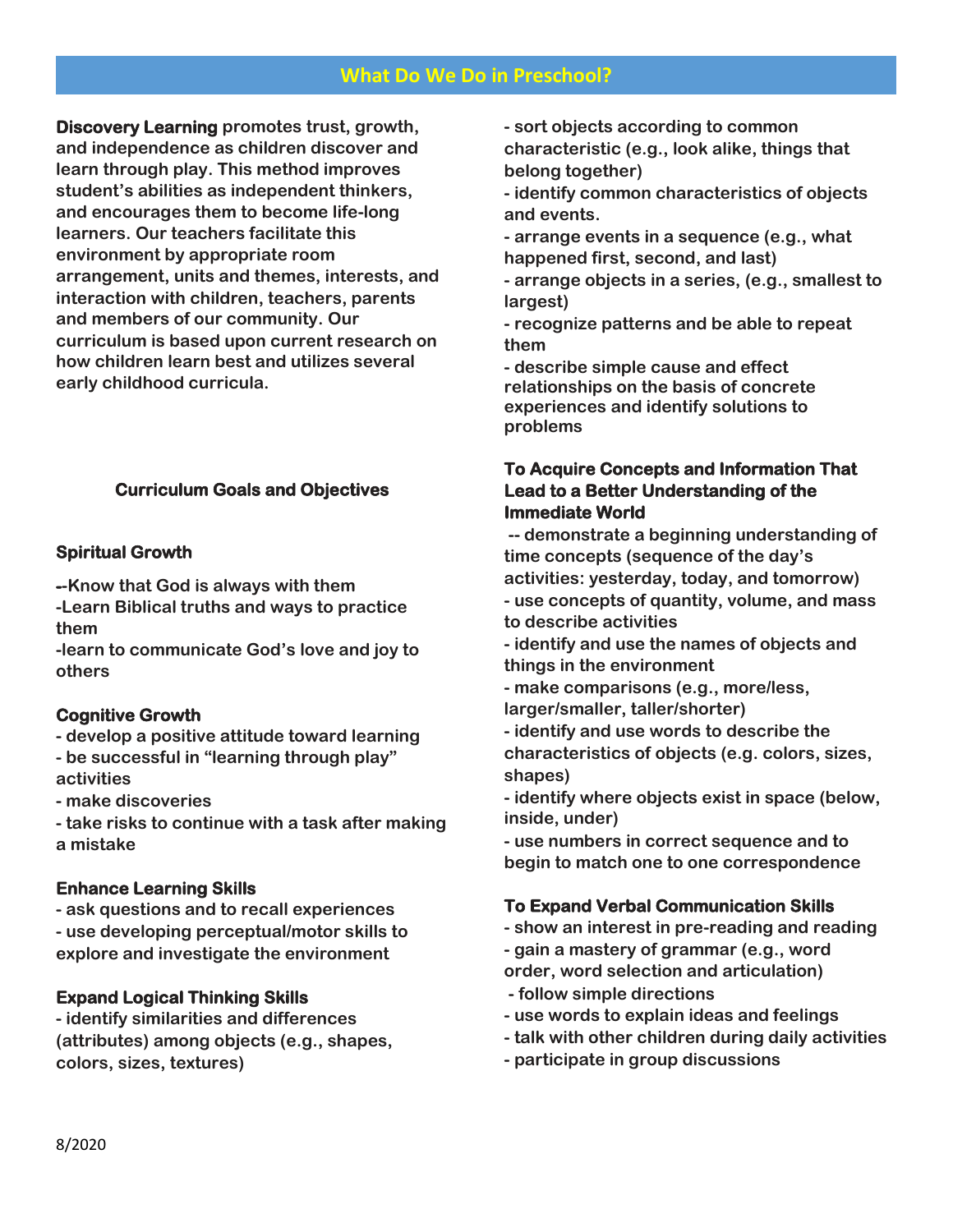# What Do We Do in Preschool?

**Discovery Learning** promotes trust, growth, and independence as children discover and learn through play. This method improves student's abilities as independent thinkers, and encourages them to become life-long learners. Our teachers facilitate this environment by appropriate room arrangement, units and themes, interests, and interaction with children, teachers, parents and members of our community. Our curriculum is based upon current research on how children learn best and utilizes several early childhood curricula.

## Curriculum Goals and Objectives

### Spiritual Growth

--Know that God is always with them
-Learn Biblical truths and ways to practice them
-learn to communicate God's love and joy to others

### Cognitive Growth

- develop a positive attitude toward learning
- be successful in "learning through play" activities
- make discoveries
- take risks to continue with a task after making a mistake

### Enhance Learning Skills

- ask questions and to recall experiences
- use developing perceptual/motor skills to explore and investigate the environment

### Expand Logical Thinking Skills

- identify similarities and differences (attributes) among objects (e.g., shapes, colors, sizes, textures)
- sort objects according to common characteristic (e.g., look alike, things that belong together)
- identify common characteristics of objects and events.
- arrange events in a sequence (e.g., what happened first, second, and last)
- arrange objects in a series, (e.g., smallest to largest)
- recognize patterns and be able to repeat them
- describe simple cause and effect relationships on the basis of concrete experiences and identify solutions to problems

### To Acquire Concepts and Information That Lead to a Better Understanding of the Immediate World

-- demonstrate a beginning understanding of time concepts (sequence of the day's activities: yesterday, today, and tomorrow)
- use concepts of quantity, volume, and mass to describe activities
- identify and use the names of objects and things in the environment
- make comparisons (e.g., more/less, larger/smaller, taller/shorter)
- identify and use words to describe the characteristics of objects (e.g. colors, sizes, shapes)
- identify where objects exist in space (below, inside, under)
- use numbers in correct sequence and to begin to match one to one correspondence

### To Expand Verbal Communication Skills

- show an interest in pre-reading and reading
- gain a mastery of grammar (e.g., word order, word selection and articulation)
- follow simple directions
- use words to explain ideas and feelings
- talk with other children during daily activities
- participate in group discussions

8/2020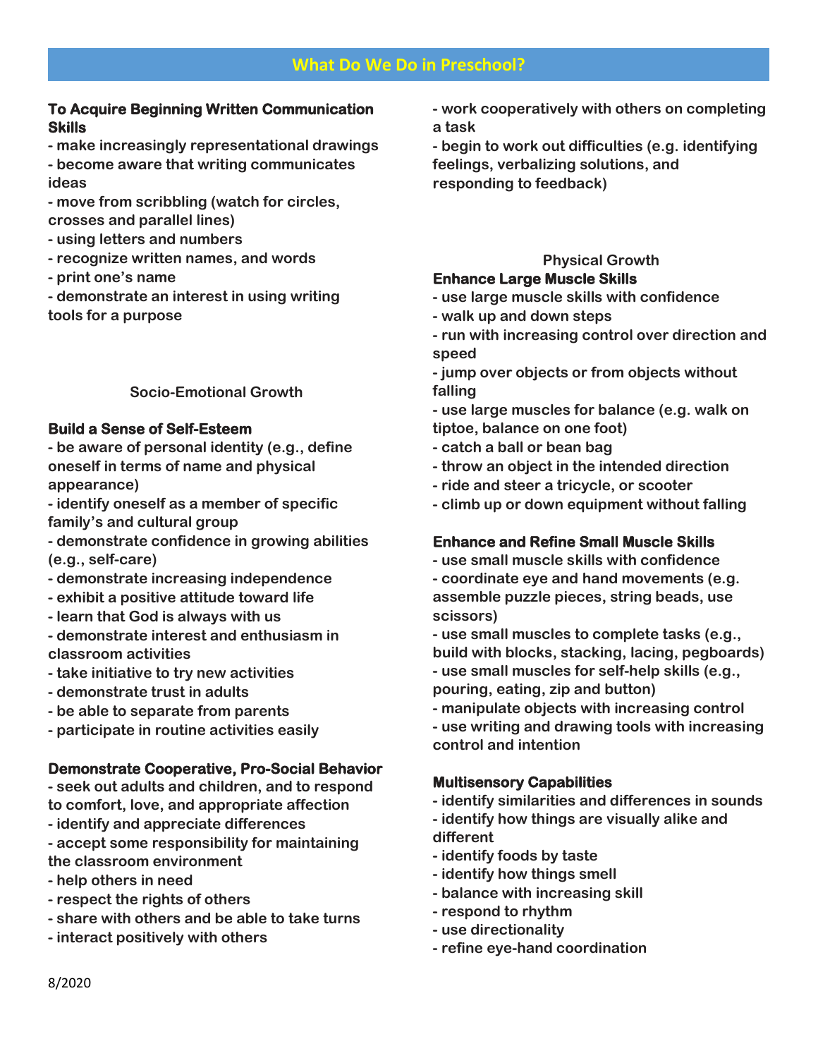## What Do We Do in Preschool?

**To Acquire Beginning Written Communication Skills**

- make increasingly representational drawings
- become aware that writing communicates ideas
- move from scribbling (watch for circles, crosses and parallel lines)
- using letters and numbers
- recognize written names, and words
- print one's name
- demonstrate an interest in using writing tools for a purpose

### Socio-Emotional Growth

**Build a Sense of Self-Esteem**

- be aware of personal identity (e.g., define oneself in terms of name and physical appearance)
- identify oneself as a member of specific family's and cultural group
- demonstrate confidence in growing abilities (e.g., self-care)
- demonstrate increasing independence
- exhibit a positive attitude toward life
- learn that God is always with us
- demonstrate interest and enthusiasm in classroom activities
- take initiative to try new activities
- demonstrate trust in adults
- be able to separate from parents
- participate in routine activities easily

**Demonstrate Cooperative, Pro-Social Behavior**

- seek out adults and children, and to respond to comfort, love, and appropriate affection
- identify and appreciate differences
- accept some responsibility for maintaining the classroom environment
- help others in need
- respect the rights of others
- share with others and be able to take turns
- interact positively with others
- work cooperatively with others on completing a task
- begin to work out difficulties (e.g. identifying feelings, verbalizing solutions, and responding to feedback)

### Physical Growth

**Enhance Large Muscle Skills**

- use large muscle skills with confidence
- walk up and down steps
- run with increasing control over direction and speed
- jump over objects or from objects without falling
- use large muscles for balance (e.g. walk on tiptoe, balance on one foot)
- catch a ball or bean bag
- throw an object in the intended direction
- ride and steer a tricycle, or scooter
- climb up or down equipment without falling

**Enhance and Refine Small Muscle Skills**

- use small muscle skills with confidence
- coordinate eye and hand movements (e.g. assemble puzzle pieces, string beads, use scissors)
- use small muscles to complete tasks (e.g., build with blocks, stacking, lacing, pegboards)
- use small muscles for self-help skills (e.g., pouring, eating, zip and button)
- manipulate objects with increasing control
- use writing and drawing tools with increasing control and intention

**Multisensory Capabilities**

- identify similarities and differences in sounds
- identify how things are visually alike and different
- identify foods by taste
- identify how things smell
- balance with increasing skill
- respond to rhythm
- use directionality
- refine eye-hand coordination

8/2020